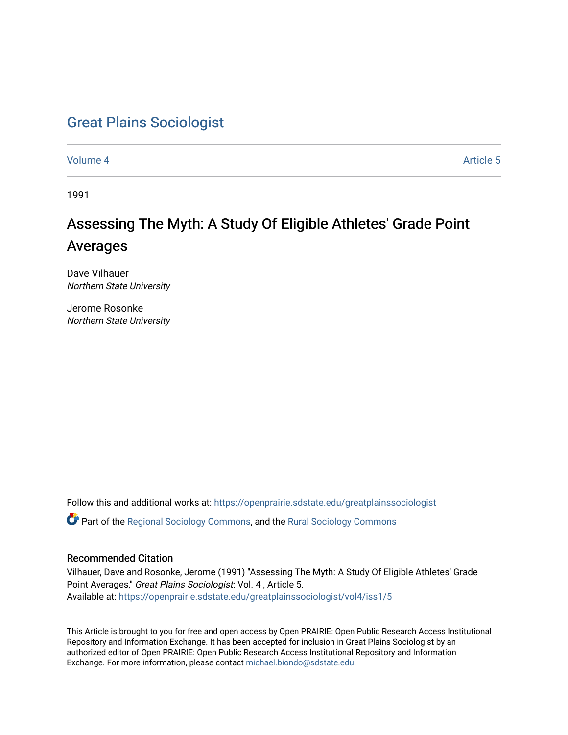# Great Plains Sociologist

Volume 4 Article 5

1991

## Assessing The Myth: A Study Of Eligible Athletes' Grade Point Averages

Dave Vilhauer
*Northern State University*

Jerome Rosonke
*Northern State University*

Follow this and additional works at: https://openprairie.sdstate.edu/greatplainssociologist

Part of the Regional Sociology Commons, and the Rural Sociology Commons

### Recommended Citation

Vilhauer, Dave and Rosonke, Jerome (1991) "Assessing The Myth: A Study Of Eligible Athletes' Grade Point Averages," *Great Plains Sociologist*: Vol. 4 , Article 5.
Available at: https://openprairie.sdstate.edu/greatplainssociologist/vol4/iss1/5

This Article is brought to you for free and open access by Open PRAIRIE: Open Public Research Access Institutional Repository and Information Exchange. It has been accepted for inclusion in Great Plains Sociologist by an authorized editor of Open PRAIRIE: Open Public Research Access Institutional Repository and Information Exchange. For more information, please contact michael.biondo@sdstate.edu.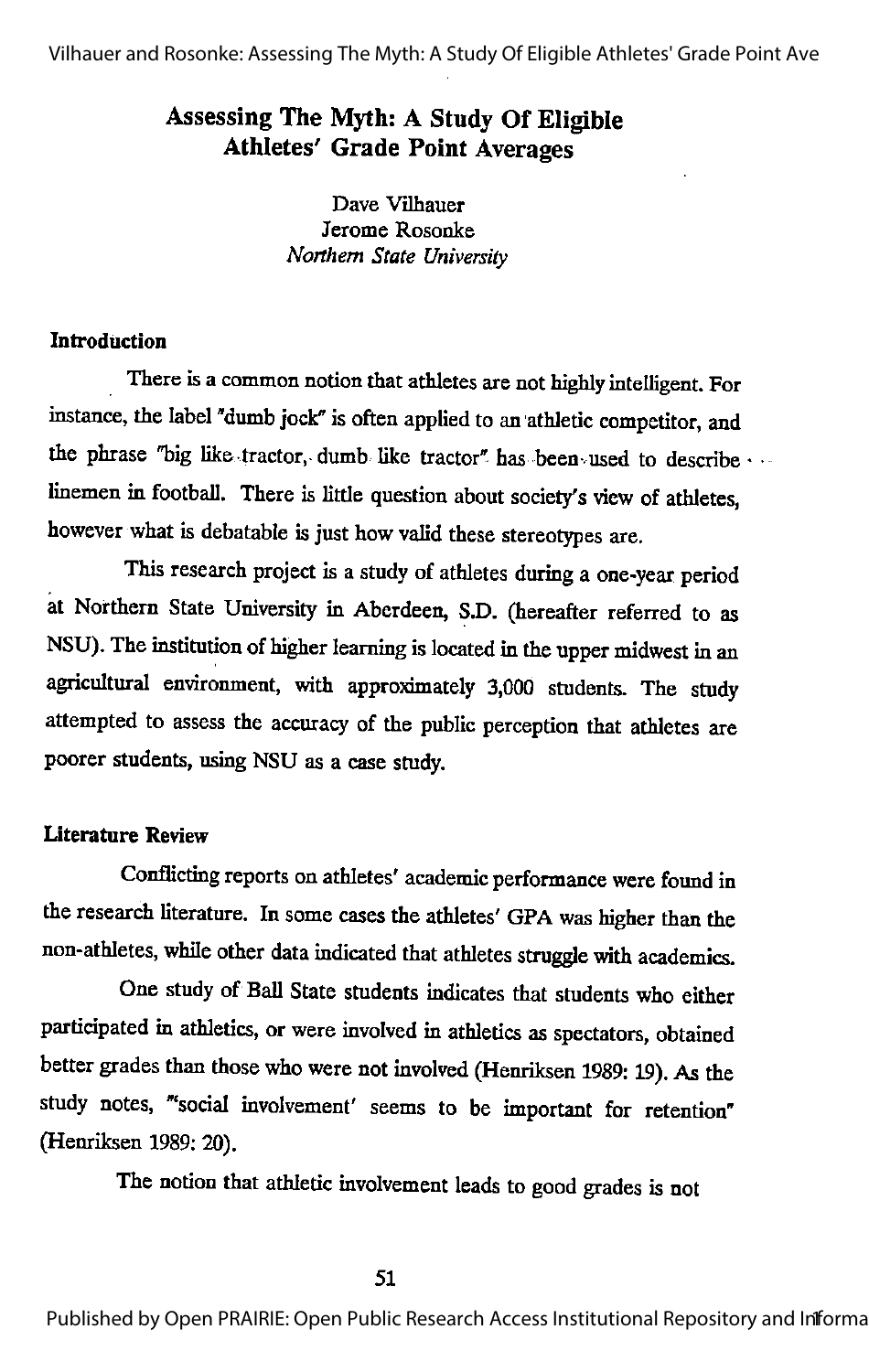# Assessing The Myth: A Study Of Eligible Athletes' Grade Point Averages

Dave Vilhauer
Jerome Rosonke
*Northern State University*

## Introduction

There is a common notion that athletes are not highly intelligent. For instance, the label "dumb jock" is often applied to an athletic competitor, and the phrase "big like tractor, dumb like tractor" has been used to describe linemen in football. There is little question about society's view of athletes, however what is debatable is just how valid these stereotypes are.

This research project is a study of athletes during a one-year period at Northern State University in Aberdeen, S.D. (hereafter referred to as NSU). The institution of higher learning is located in the upper midwest in an agricultural environment, with approximately 3,000 students. The study attempted to assess the accuracy of the public perception that athletes are poorer students, using NSU as a case study.

## Literature Review

Conflicting reports on athletes' academic performance were found in the research literature. In some cases the athletes' GPA was higher than the non-athletes, while other data indicated that athletes struggle with academics.

One study of Ball State students indicates that students who either participated in athletics, or were involved in athletics as spectators, obtained better grades than those who were not involved (Henriksen 1989: 19). As the study notes, "'social involvement' seems to be important for retention" (Henriksen 1989: 20).

The notion that athletic involvement leads to good grades is not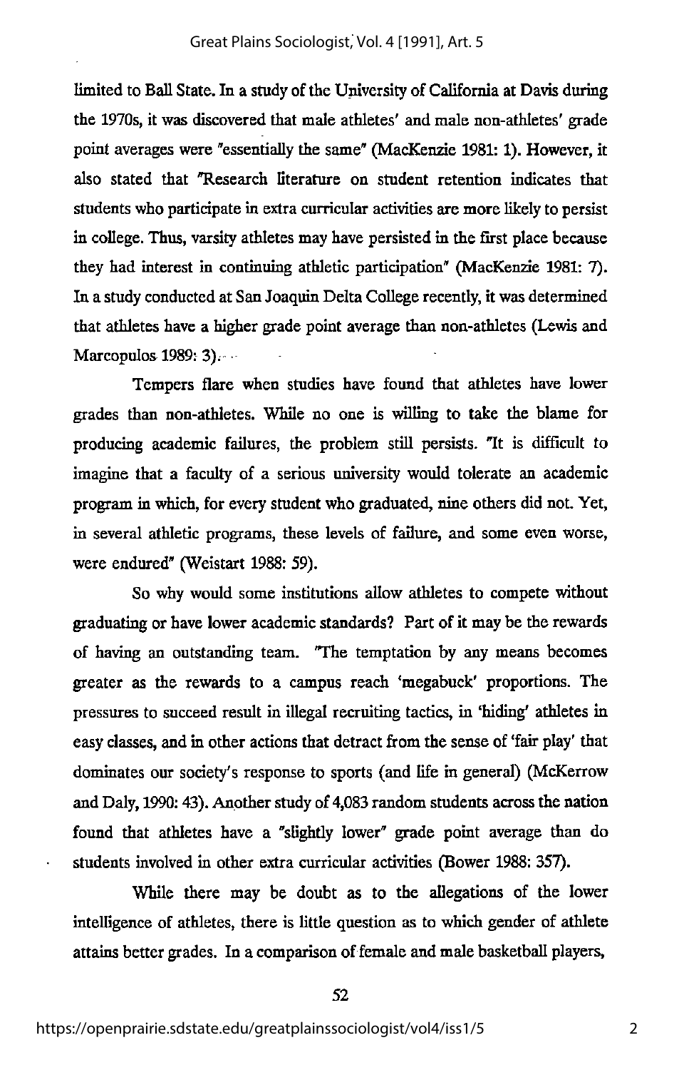limited to Ball State. In a study of the University of California at Davis during the 1970s, it was discovered that male athletes' and male non-athletes' grade point averages were "essentially the same" (MacKenzie 1981: 1). However, it also stated that "Research literature on student retention indicates that students who participate in extra curricular activities are more likely to persist in college. Thus, varsity athletes may have persisted in the first place because they had interest in continuing athletic participation" (MacKenzie 1981: 7). In a study conducted at San Joaquin Delta College recently, it was determined that athletes have a higher grade point average than non-athletes (Lewis and Marcopulos 1989: 3).

Tempers flare when studies have found that athletes have lower grades than non-athletes. While no one is willing to take the blame for producing academic failures, the problem still persists. "It is difficult to imagine that a faculty of a serious university would tolerate an academic program in which, for every student who graduated, nine others did not. Yet, in several athletic programs, these levels of failure, and some even worse, were endured" (Weistart 1988: 59).

So why would some institutions allow athletes to compete without graduating or have lower academic standards? Part of it may be the rewards of having an outstanding team. "The temptation by any means becomes greater as the rewards to a campus reach 'megabuck' proportions. The pressures to succeed result in illegal recruiting tactics, in 'hiding' athletes in easy classes, and in other actions that detract from the sense of 'fair play' that dominates our society's response to sports (and life in general) (McKerrow and Daly, 1990: 43). Another study of 4,083 random students across the nation found that athletes have a "slightly lower" grade point average than do students involved in other extra curricular activities (Bower 1988: 357).

While there may be doubt as to the allegations of the lower intelligence of athletes, there is little question as to which gender of athlete attains better grades. In a comparison of female and male basketball players,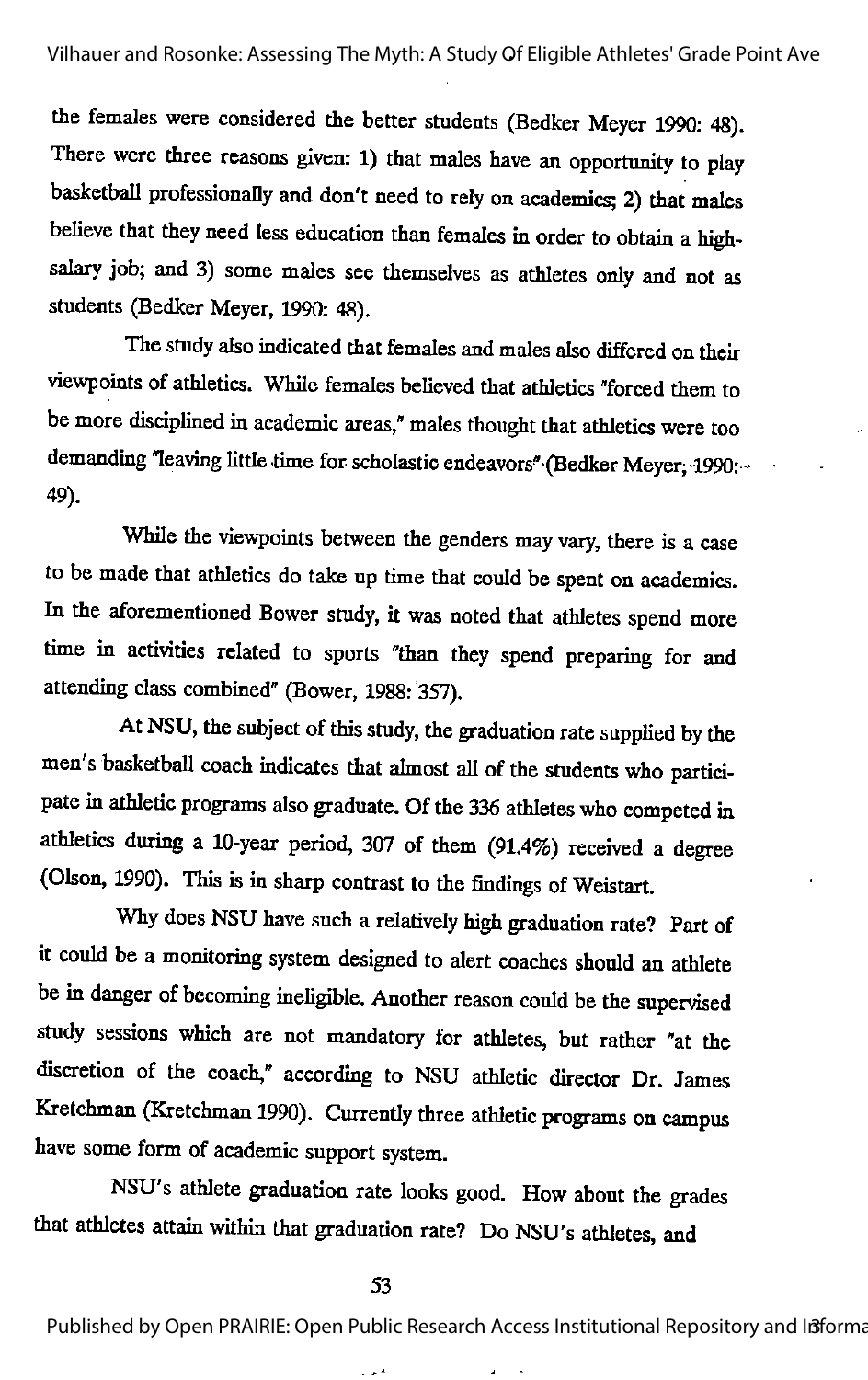the females were considered the better students (Bedker Meyer 1990: 48). There were three reasons given: 1) that males have an opportunity to play basketball professionally and don't need to rely on academics; 2) that males believe that they need less education than females in order to obtain a high-salary job; and 3) some males see themselves as athletes only and not as students (Bedker Meyer, 1990: 48).

The study also indicated that females and males also differed on their viewpoints of athletics. While females believed that athletics "forced them to be more disciplined in academic areas," males thought that athletics were too demanding "leaving little time for scholastic endeavors" (Bedker Meyer, 1990: 49).

While the viewpoints between the genders may vary, there is a case to be made that athletics do take up time that could be spent on academics. In the aforementioned Bower study, it was noted that athletes spend more time in activities related to sports "than they spend preparing for and attending class combined" (Bower, 1988: 357).

At NSU, the subject of this study, the graduation rate supplied by the men's basketball coach indicates that almost all of the students who participate in athletic programs also graduate. Of the 336 athletes who competed in athletics during a 10-year period, 307 of them (91.4%) received a degree (Olson, 1990). This is in sharp contrast to the findings of Weistart.

Why does NSU have such a relatively high graduation rate? Part of it could be a monitoring system designed to alert coaches should an athlete be in danger of becoming ineligible. Another reason could be the supervised study sessions which are not mandatory for athletes, but rather "at the discretion of the coach," according to NSU athletic director Dr. James Kretchman (Kretchman 1990). Currently three athletic programs on campus have some form of academic support system.

NSU's athlete graduation rate looks good. How about the grades that athletes attain within that graduation rate? Do NSU's athletes, and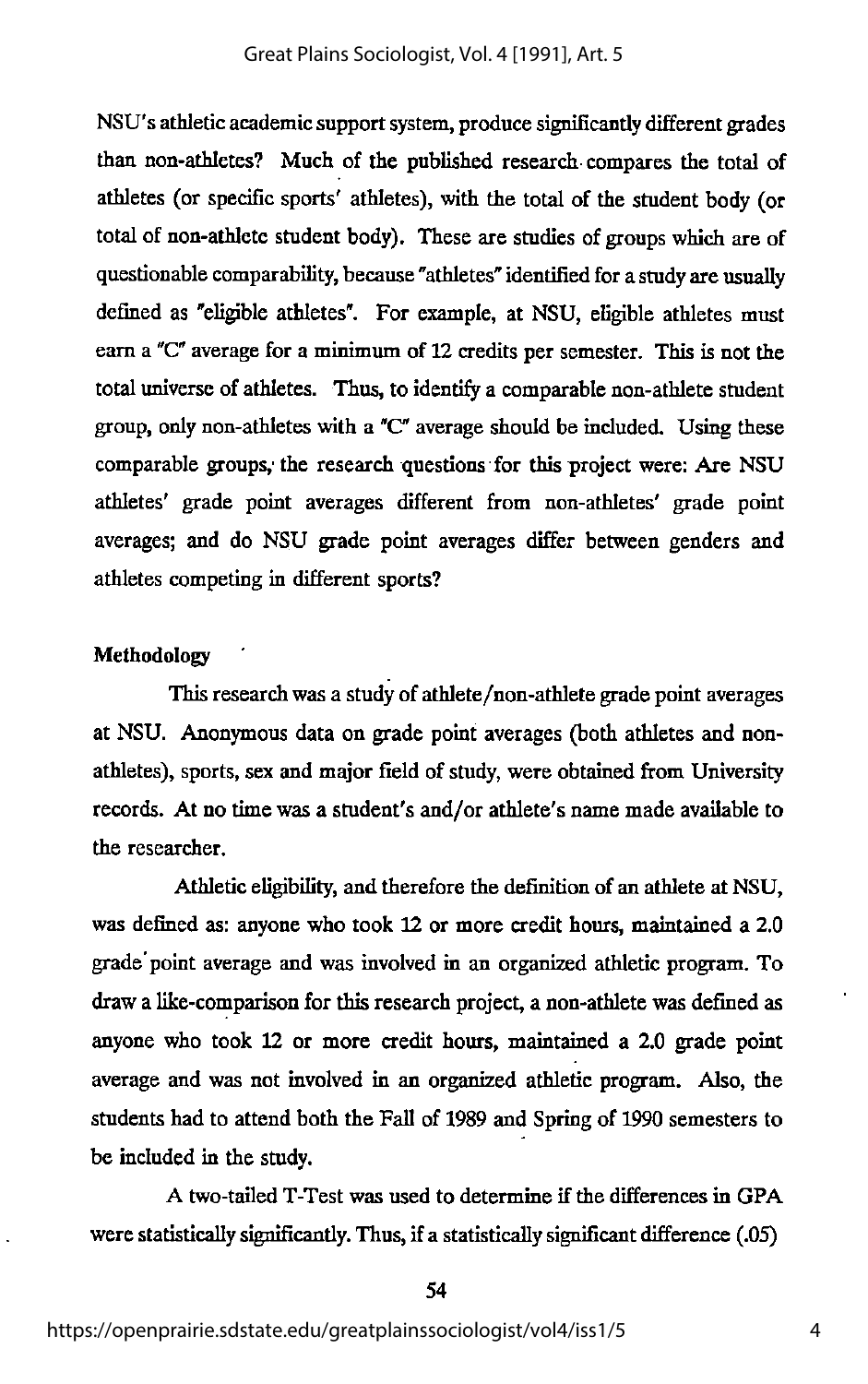NSU's athletic academic support system, produce significantly different grades than non-athletes? Much of the published research compares the total of athletes (or specific sports' athletes), with the total of the student body (or total of non-athlete student body). These are studies of groups which are of questionable comparability, because "athletes" identified for a study are usually defined as "eligible athletes". For example, at NSU, eligible athletes must earn a "C" average for a minimum of 12 credits per semester. This is not the total universe of athletes. Thus, to identify a comparable non-athlete student group, only non-athletes with a "C" average should be included. Using these comparable groups, the research questions for this project were: Are NSU athletes' grade point averages different from non-athletes' grade point averages; and do NSU grade point averages differ between genders and athletes competing in different sports?

**Methodology**

This research was a study of athlete/non-athlete grade point averages at NSU. Anonymous data on grade point averages (both athletes and non-athletes), sports, sex and major field of study, were obtained from University records. At no time was a student's and/or athlete's name made available to the researcher.

Athletic eligibility, and therefore the definition of an athlete at NSU, was defined as: anyone who took 12 or more credit hours, maintained a 2.0 grade point average and was involved in an organized athletic program. To draw a like-comparison for this research project, a non-athlete was defined as anyone who took 12 or more credit hours, maintained a 2.0 grade point average and was not involved in an organized athletic program. Also, the students had to attend both the Fall of 1989 and Spring of 1990 semesters to be included in the study.

A two-tailed T-Test was used to determine if the differences in GPA were statistically significantly. Thus, if a statistically significant difference (.05)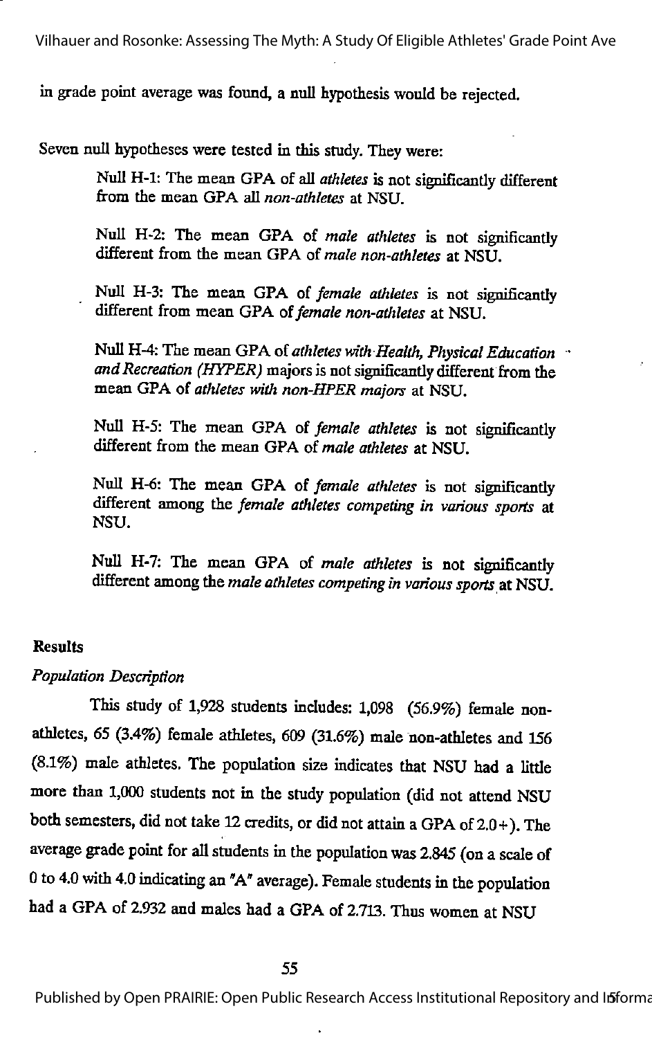in grade point average was found, a null hypothesis would be rejected.

Seven null hypotheses were tested in this study. They were:

> Null H-1: The mean GPA of all *athletes* is not significantly different from the mean GPA all *non-athletes* at NSU.
>
> Null H-2: The mean GPA of *male athletes* is not significantly different from the mean GPA of *male non-athletes* at NSU.
>
> Null H-3: The mean GPA of *female athletes* is not significantly different from mean GPA of *female non-athletes* at NSU.
>
> Null H-4: The mean GPA of *athletes with Health, Physical Education and Recreation (HYPER) majors* is not significantly different from the mean GPA of *athletes with non-HPER majors* at NSU.
>
> Null H-5: The mean GPA of *female athletes* is not significantly different from the mean GPA of *male athletes* at NSU.
>
> Null H-6: The mean GPA of *female athletes* is not significantly different among the *female athletes competing in various sports* at NSU.
>
> Null H-7: The mean GPA of *male athletes* is not significantly different among the *male athletes competing in various sports* at NSU.

## Results

### *Population Description*

This study of 1,928 students includes: 1,098 (56.9%) female non-athletes, 65 (3.4%) female athletes, 609 (31.6%) male non-athletes and 156 (8.1%) male athletes. The population size indicates that NSU had a little more than 1,000 students not in the study population (did not attend NSU both semesters, did not take 12 credits, or did not attain a GPA of 2.0+). The average grade point for all students in the population was 2.845 (on a scale of 0 to 4.0 with 4.0 indicating an "A" average). Female students in the population had a GPA of 2.932 and males had a GPA of 2.713. Thus women at NSU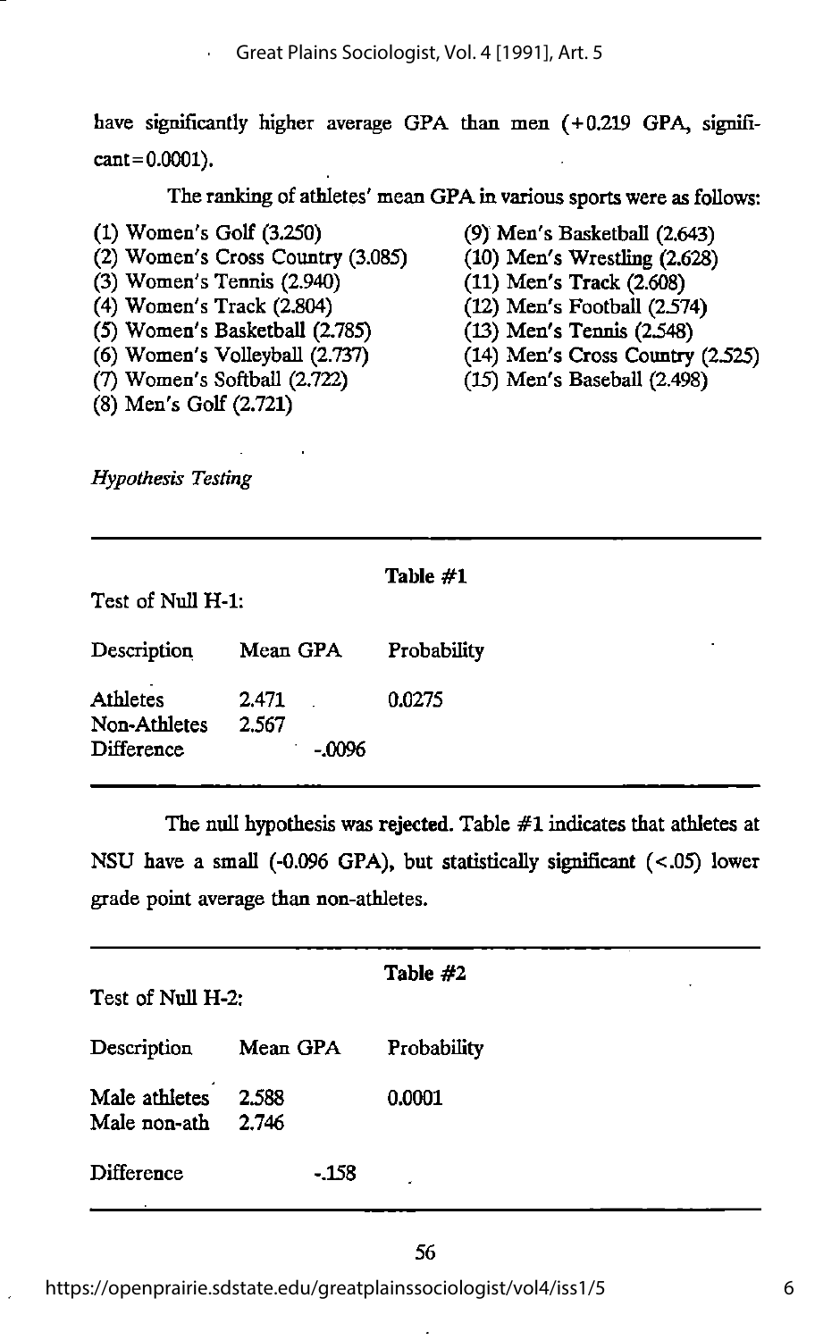have significantly higher average GPA than men (+0.219 GPA, significant=0.0001).

The ranking of athletes' mean GPA in various sports were as follows:

(1) Women's Golf (3.250)
(2) Women's Cross Country (3.085)
(3) Women's Tennis (2.940)
(4) Women's Track (2.804)
(5) Women's Basketball (2.785)
(6) Women's Volleyball (2.737)
(7) Women's Softball (2.722)
(8) Men's Golf (2.721)
(9) Men's Basketball (2.643)
(10) Men's Wrestling (2.628)
(11) Men's Track (2.608)
(12) Men's Football (2.574)
(13) Men's Tennis (2.548)
(14) Men's Cross Country (2.525)
(15) Men's Baseball (2.498)

*Hypothesis Testing*

**Table #1**

Test of Null H-1:

| Description | Mean GPA | Probability |
|---|---|---|
| Athletes | 2.471 | 0.0275 |
| Non-Athletes | 2.567 | |
| Difference | -.0096 | |

The null hypothesis was rejected. Table #1 indicates that athletes at NSU have a small (-0.096 GPA), but statistically significant (<.05) lower grade point average than non-athletes.

**Table #2**

Test of Null H-2:

| Description | Mean GPA | Probability |
|---|---|---|
| Male athletes | 2.588 | 0.0001 |
| Male non-ath | 2.746 | |
| Difference | -.158 | |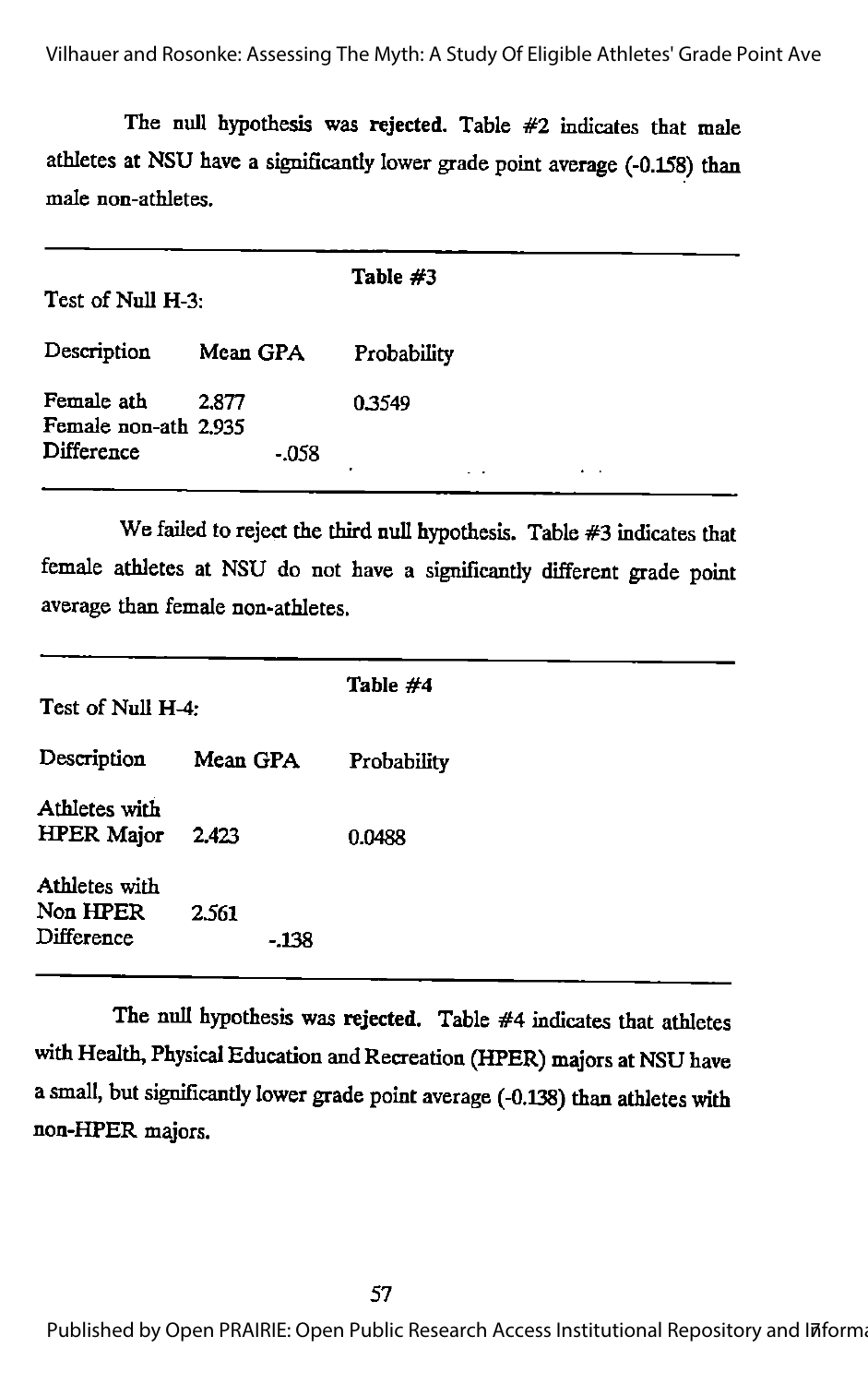The null hypothesis was **rejected.** Table #2 indicates that male athletes at NSU have a significantly lower grade point average (-0.158) than male non-athletes.

**Table #3**

Test of Null H-3:

| Description | Mean GPA | | Probability |
|---|---|---|---|
| Female ath | 2.877 | | 0.3549 |
| Female non-ath | 2.935 | | |
| Difference | | -.058 | |

We failed to reject the third null hypothesis. Table #3 indicates that female athletes at NSU do not have a significantly different grade point average than female non-athletes.

**Table #4**

Test of Null H-4:

| Description | Mean GPA | | Probability |
|---|---|---|---|
| Athletes with HPER Major | 2.423 | | 0.0488 |
| Athletes with Non HPER | 2.561 | | |
| Difference | | -.138 | |

The null hypothesis was **rejected.** Table #4 indicates that athletes with Health, Physical Education and Recreation (HPER) majors at NSU have a small, but significantly lower grade point average (-0.138) than athletes with non-HPER majors.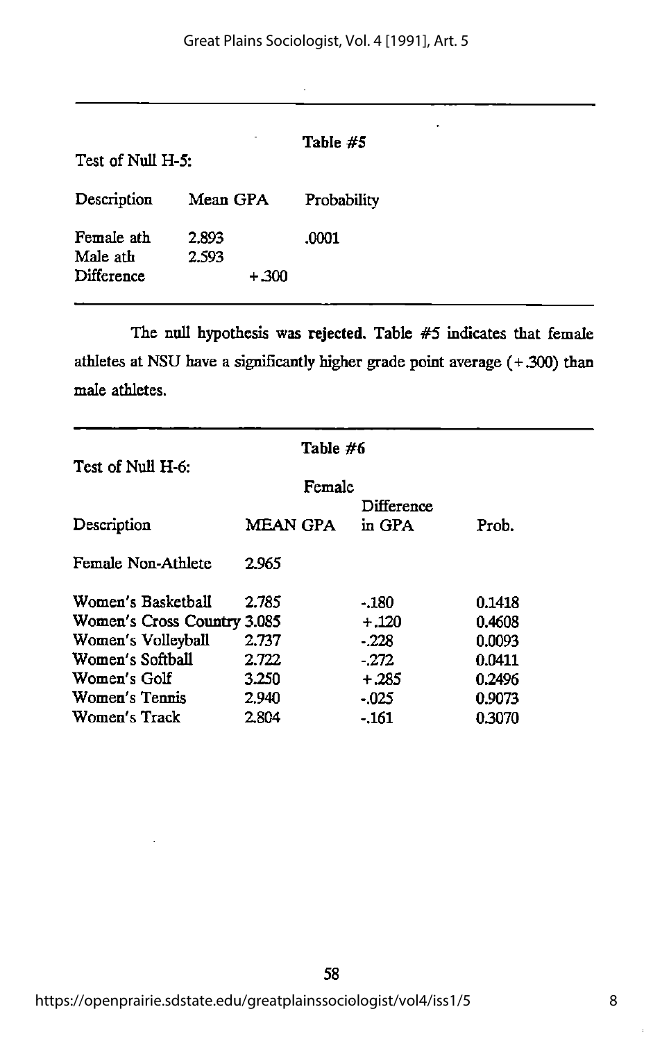**Table #5**

Test of Null H-5:

| Description | Mean GPA | Probability |
|---|---|---|
| Female ath | 2.893 | .0001 |
| Male ath | 2.593 | |
| Difference | +.300 | |

The null hypothesis was rejected. Table #5 indicates that female athletes at NSU have a significantly higher grade point average (+.300) than male athletes.

**Table #6**

Test of Null H-6:

| Description | Female MEAN GPA | Difference in GPA | Prob. |
|---|---|---|---|
| Female Non-Athlete | 2.965 | | |
| Women's Basketball | 2.785 | -.180 | 0.1418 |
| Women's Cross Country | 3.085 | +.120 | 0.4608 |
| Women's Volleyball | 2.737 | -.228 | 0.0093 |
| Women's Softball | 2.722 | -.272 | 0.0411 |
| Women's Golf | 3.250 | +.285 | 0.2496 |
| Women's Tennis | 2.940 | -.025 | 0.9073 |
| Women's Track | 2.804 | -.161 | 0.3070 |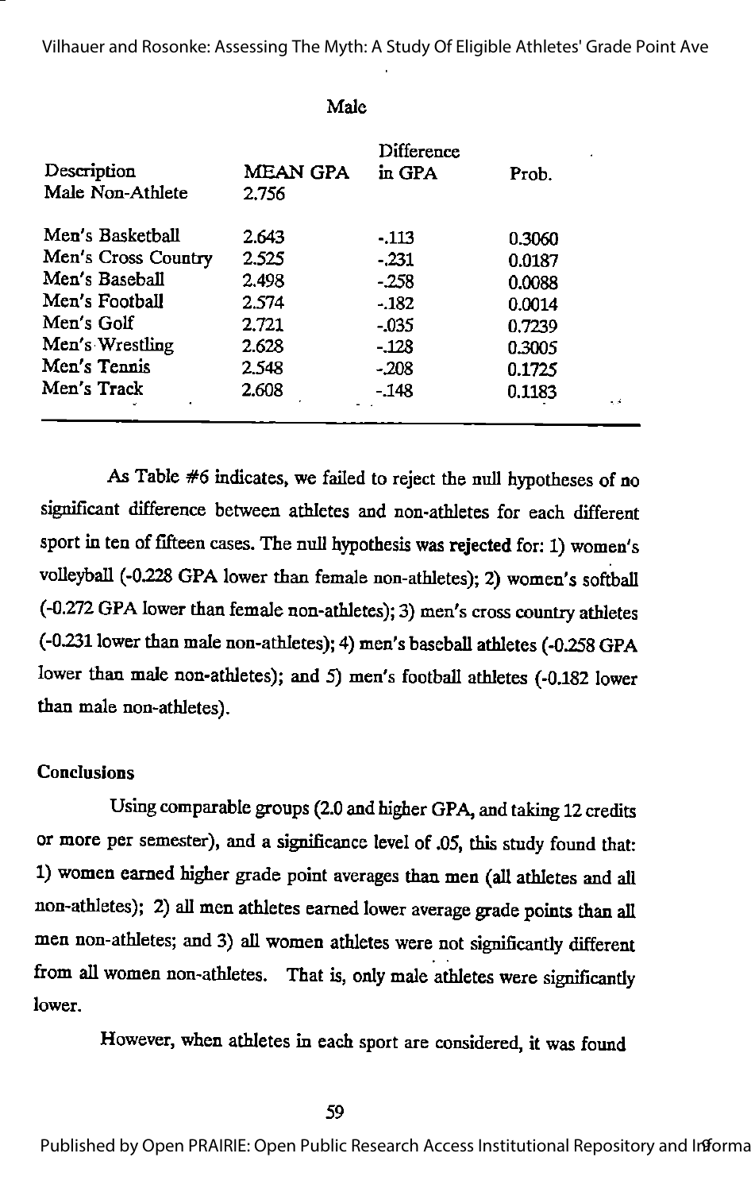Male

| Description | MEAN GPA | Difference in GPA | Prob. |
|---|---|---|---|
| Male Non-Athlete | 2.756 | | |
| Men's Basketball | 2.643 | -.113 | 0.3060 |
| Men's Cross Country | 2.525 | -.231 | 0.0187 |
| Men's Baseball | 2.498 | -.258 | 0.0088 |
| Men's Football | 2.574 | -.182 | 0.0014 |
| Men's Golf | 2.721 | -.035 | 0.7239 |
| Men's Wrestling | 2.628 | -.128 | 0.3005 |
| Men's Tennis | 2.548 | -.208 | 0.1725 |
| Men's Track | 2.608 | -.148 | 0.1183 |

As Table #6 indicates, we failed to reject the null hypotheses of no significant difference between athletes and non-athletes for each different sport in ten of fifteen cases. The null hypothesis was rejected for: 1) women's volleyball (-0.228 GPA lower than female non-athletes); 2) women's softball (-0.272 GPA lower than female non-athletes); 3) men's cross country athletes (-0.231 lower than male non-athletes); 4) men's baseball athletes (-0.258 GPA lower than male non-athletes); and 5) men's football athletes (-0.182 lower than male non-athletes).

## Conclusions

Using comparable groups (2.0 and higher GPA, and taking 12 credits or more per semester), and a significance level of .05, this study found that: 1) women earned higher grade point averages than men (all athletes and all non-athletes); 2) all men athletes earned lower average grade points than all men non-athletes; and 3) all women athletes were not significantly different from all women non-athletes. That is, only male athletes were significantly lower.

However, when athletes in each sport are considered, it was found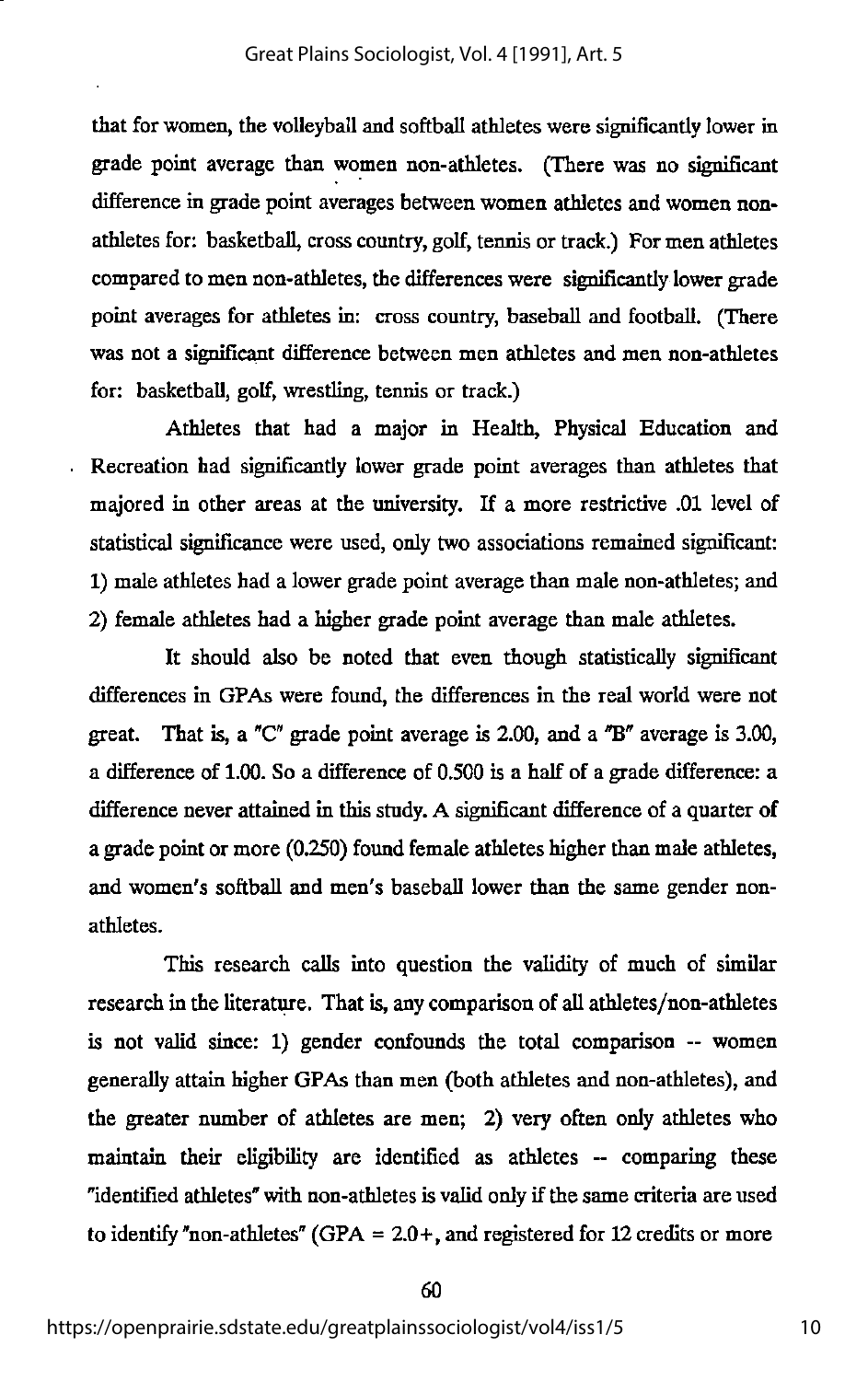that for women, the volleyball and softball athletes were significantly lower in grade point average than women non-athletes. (There was no significant difference in grade point averages between women athletes and women non-athletes for: basketball, cross country, golf, tennis or track.) For men athletes compared to men non-athletes, the differences were significantly lower grade point averages for athletes in: cross country, baseball and football. (There was not a significant difference between men athletes and men non-athletes for: basketball, golf, wrestling, tennis or track.)

Athletes that had a major in Health, Physical Education and Recreation had significantly lower grade point averages than athletes that majored in other areas at the university. If a more restrictive .01 level of statistical significance were used, only two associations remained significant: 1) male athletes had a lower grade point average than male non-athletes; and 2) female athletes had a higher grade point average than male athletes.

It should also be noted that even though statistically significant differences in GPAs were found, the differences in the real world were not great. That is, a "C" grade point average is 2.00, and a "B" average is 3.00, a difference of 1.00. So a difference of 0.500 is a half of a grade difference: a difference never attained in this study. A significant difference of a quarter of a grade point or more (0.250) found female athletes higher than male athletes, and women's softball and men's baseball lower than the same gender non-athletes.

This research calls into question the validity of much of similar research in the literature. That is, any comparison of all athletes/non-athletes is not valid since: 1) gender confounds the total comparison -- women generally attain higher GPAs than men (both athletes and non-athletes), and the greater number of athletes are men; 2) very often only athletes who maintain their eligibility are identified as athletes -- comparing these "identified athletes" with non-athletes is valid only if the same criteria are used to identify "non-athletes" (GPA = 2.0+, and registered for 12 credits or more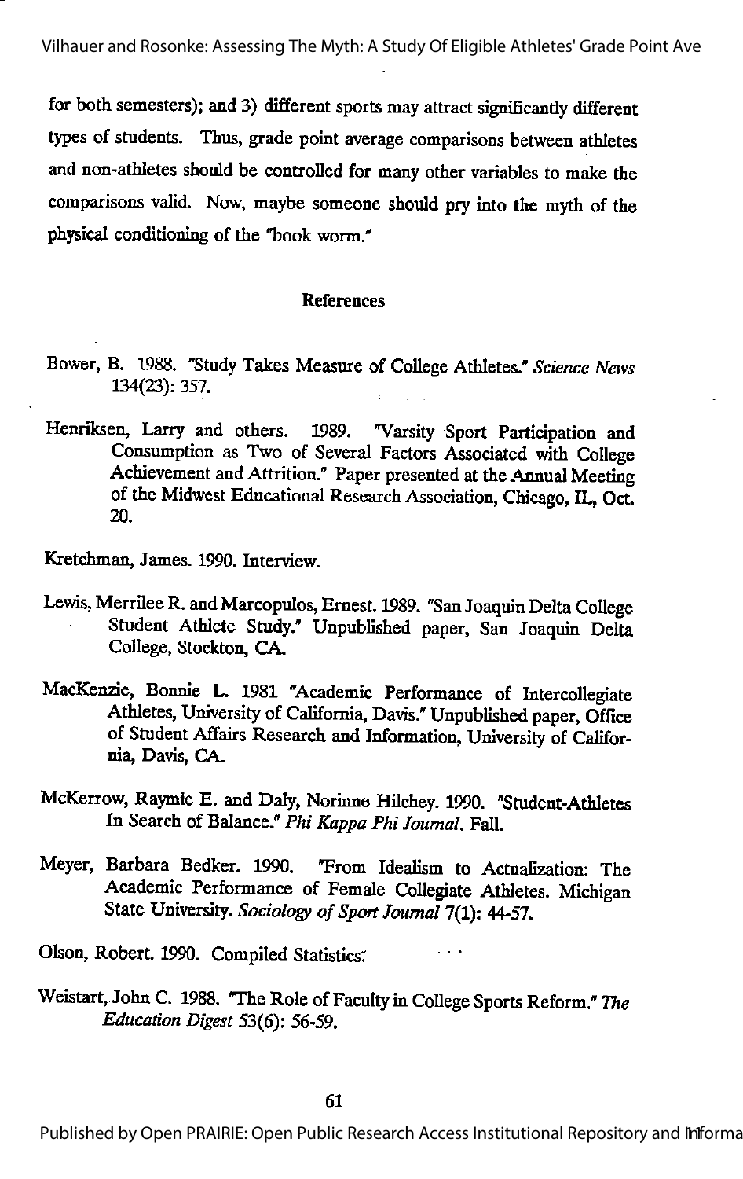for both semesters); and 3) different sports may attract significantly different types of students. Thus, grade point average comparisons between athletes and non-athletes should be controlled for many other variables to make the comparisons valid. Now, maybe someone should pry into the myth of the physical conditioning of the "book worm."

## References

Bower, B. 1988. "Study Takes Measure of College Athletes." *Science News* 134(23): 357.

Henriksen, Larry and others. 1989. "Varsity Sport Participation and Consumption as Two of Several Factors Associated with College Achievement and Attrition." Paper presented at the Annual Meeting of the Midwest Educational Research Association, Chicago, IL, Oct. 20.

Kretchman, James. 1990. Interview.

Lewis, Merrilee R. and Marcopulos, Ernest. 1989. "San Joaquin Delta College Student Athlete Study." Unpublished paper, San Joaquin Delta College, Stockton, CA.

MacKenzie, Bonnie L. 1981 "Academic Performance of Intercollegiate Athletes, University of California, Davis." Unpublished paper, Office of Student Affairs Research and Information, University of California, Davis, CA.

McKerrow, Raymie E. and Daly, Norinne Hilchey. 1990. "Student-Athletes In Search of Balance." *Phi Kappa Phi Journal*. Fall.

Meyer, Barbara Bedker. 1990. "From Idealism to Actualization: The Academic Performance of Female Collegiate Athletes. Michigan State University. *Sociology of Sport Journal* 7(1): 44-57.

Olson, Robert. 1990. Compiled Statistics.

Weistart, John C. 1988. "The Role of Faculty in College Sports Reform." *The Education Digest* 53(6): 56-59.